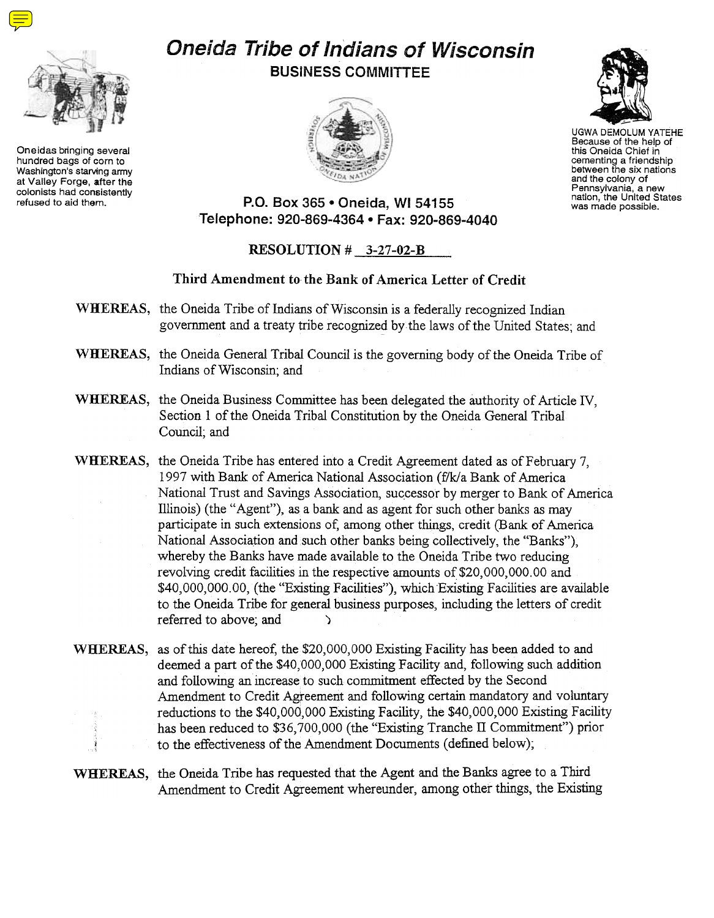# Oneida Tribe of Indians of Wisconsin

## BUSINESS COMMITTEE

Oneidas bringing several hundred bags of corn to Washington's starving army at Valley Forge, after the colonists had consistently refused to aid them.

UGWA DEMOLUM YATEHE
Because of the help of this Oneida Chief in cementing a friendship between the six nations and the colony of Pennsylvania, a new nation, the United States was made possible.

**P.O. Box 365 • Oneida, WI 54155**
**Telephone: 920-869-4364 • Fax: 920-869-4040**

**RESOLUTION # 3-27-02-B**

**Third Amendment to the Bank of America Letter of Credit**

**WHEREAS,** the Oneida Tribe of Indians of Wisconsin is a federally recognized Indian government and a treaty tribe recognized by the laws of the United States; and

**WHEREAS,** the Oneida General Tribal Council is the governing body of the Oneida Tribe of Indians of Wisconsin; and

**WHEREAS,** the Oneida Business Committee has been delegated the authority of Article IV, Section 1 of the Oneida Tribal Constitution by the Oneida General Tribal Council; and

**WHEREAS,** the Oneida Tribe has entered into a Credit Agreement dated as of February 7, 1997 with Bank of America National Association (f/k/a Bank of America National Trust and Savings Association, successor by merger to Bank of America Illinois) (the "Agent"), as a bank and as agent for such other banks as may participate in such extensions of, among other things, credit (Bank of America National Association and such other banks being collectively, the "Banks"), whereby the Banks have made available to the Oneida Tribe two reducing revolving credit facilities in the respective amounts of $20,000,000.00 and $40,000,000.00, (the "Existing Facilities"), which Existing Facilities are available to the Oneida Tribe for general business purposes, including the letters of credit referred to above; and

**WHEREAS,** as of this date hereof, the $20,000,000 Existing Facility has been added to and deemed a part of the $40,000,000 Existing Facility and, following such addition and following an increase to such commitment effected by the Second Amendment to Credit Agreement and following certain mandatory and voluntary reductions to the $40,000,000 Existing Facility, the $40,000,000 Existing Facility has been reduced to $36,700,000 (the "Existing Tranche II Commitment") prior to the effectiveness of the Amendment Documents (defined below);

**WHEREAS,** the Oneida Tribe has requested that the Agent and the Banks agree to a Third Amendment to Credit Agreement whereunder, among other things, the Existing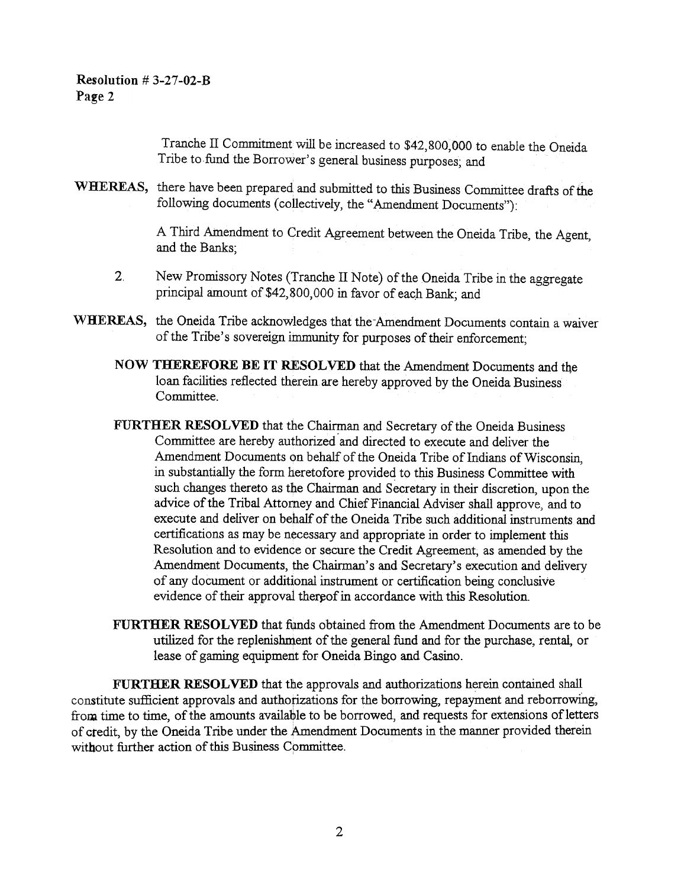Resolution # 3-27-02-B
Page 2

Tranche II Commitment will be increased to $42,800,000 to enable the Oneida Tribe to fund the Borrower's general business purposes; and

**WHEREAS,** there have been prepared and submitted to this Business Committee drafts of the following documents (collectively, the "Amendment Documents"):

A Third Amendment to Credit Agreement between the Oneida Tribe, the Agent, and the Banks;

2. New Promissory Notes (Tranche II Note) of the Oneida Tribe in the aggregate principal amount of $42,800,000 in favor of each Bank; and

**WHEREAS,** the Oneida Tribe acknowledges that the Amendment Documents contain a waiver of the Tribe's sovereign immunity for purposes of their enforcement;

**NOW THEREFORE BE IT RESOLVED** that the Amendment Documents and the loan facilities reflected therein are hereby approved by the Oneida Business Committee.

**FURTHER RESOLVED** that the Chairman and Secretary of the Oneida Business Committee are hereby authorized and directed to execute and deliver the Amendment Documents on behalf of the Oneida Tribe of Indians of Wisconsin, in substantially the form heretofore provided to this Business Committee with such changes thereto as the Chairman and Secretary in their discretion, upon the advice of the Tribal Attorney and Chief Financial Adviser shall approve, and to execute and deliver on behalf of the Oneida Tribe such additional instruments and certifications as may be necessary and appropriate in order to implement this Resolution and to evidence or secure the Credit Agreement, as amended by the Amendment Documents, the Chairman's and Secretary's execution and delivery of any document or additional instrument or certification being conclusive evidence of their approval thereof in accordance with this Resolution.

**FURTHER RESOLVED** that funds obtained from the Amendment Documents are to be utilized for the replenishment of the general fund and for the purchase, rental, or lease of gaming equipment for Oneida Bingo and Casino.

**FURTHER RESOLVED** that the approvals and authorizations herein contained shall constitute sufficient approvals and authorizations for the borrowing, repayment and reborrowing, from time to time, of the amounts available to be borrowed, and requests for extensions of letters of credit, by the Oneida Tribe under the Amendment Documents in the manner provided therein without further action of this Business Committee.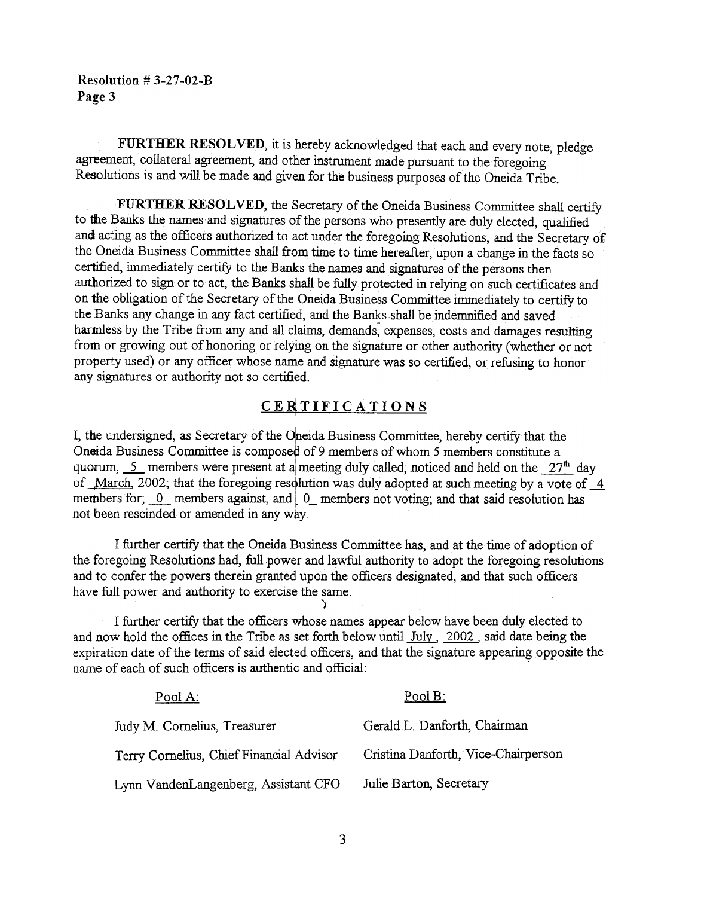Resolution # 3-27-02-B
Page 3

**FURTHER RESOLVED**, it is hereby acknowledged that each and every note, pledge agreement, collateral agreement, and other instrument made pursuant to the foregoing Resolutions is and will be made and given for the business purposes of the Oneida Tribe.

**FURTHER RESOLVED**, the Secretary of the Oneida Business Committee shall certify to the Banks the names and signatures of the persons who presently are duly elected, qualified and acting as the officers authorized to act under the foregoing Resolutions, and the Secretary of the Oneida Business Committee shall from time to time hereafter, upon a change in the facts so certified, immediately certify to the Banks the names and signatures of the persons then authorized to sign or to act, the Banks shall be fully protected in relying on such certificates and on the obligation of the Secretary of the Oneida Business Committee immediately to certify to the Banks any change in any fact certified, and the Banks shall be indemnified and saved harmless by the Tribe from any and all claims, demands, expenses, costs and damages resulting from or growing out of honoring or relying on the signature or other authority (whether or not property used) or any officer whose name and signature was so certified, or refusing to honor any signatures or authority not so certified.

## CERTIFICATIONS

I, the undersigned, as Secretary of the Oneida Business Committee, hereby certify that the Oneida Business Committee is composed of 9 members of whom 5 members constitute a quorum, _5_ members were present at a meeting duly called, noticed and held on the _27th_ day of _March_ 2002; that the foregoing resolution was duly adopted at such meeting by a vote of _4_ members for; _0_ members against, and _0_ members not voting; and that said resolution has not been rescinded or amended in any way.

I further certify that the Oneida Business Committee has, and at the time of adoption of the foregoing Resolutions had, full power and lawful authority to adopt the foregoing resolutions and to confer the powers therein granted upon the officers designated, and that such officers have full power and authority to exercise the same.

I further certify that the officers whose names appear below have been duly elected to and now hold the offices in the Tribe as set forth below until _July_, _2002_, said date being the expiration date of the terms of said elected officers, and that the signature appearing opposite the name of each of such officers is authentic and official:

| Pool A: | Pool B: |
|---|---|
| Judy M. Cornelius, Treasurer | Gerald L. Danforth, Chairman |
| Terry Cornelius, Chief Financial Advisor | Cristina Danforth, Vice-Chairperson |
| Lynn VandenLangenberg, Assistant CFO | Julie Barton, Secretary |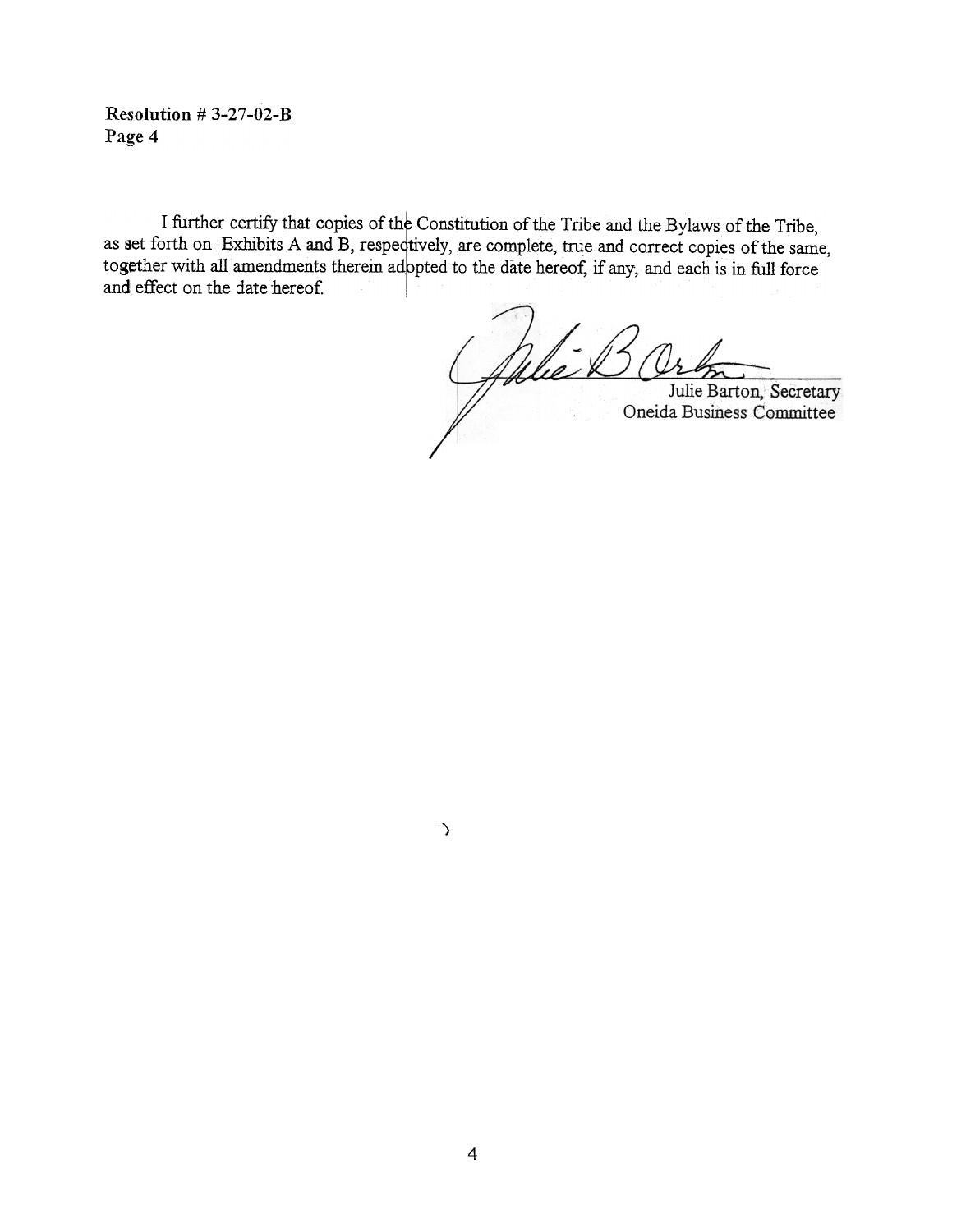**Resolution # 3-27-02-B**
**Page 4**

I further certify that copies of the Constitution of the Tribe and the Bylaws of the Tribe, as set forth on Exhibits A and B, respectively, are complete, true and correct copies of the same, together with all amendments therein adopted to the date hereof, if any, and each is in full force and effect on the date hereof.

Julie Barton, Secretary
Oneida Business Committee